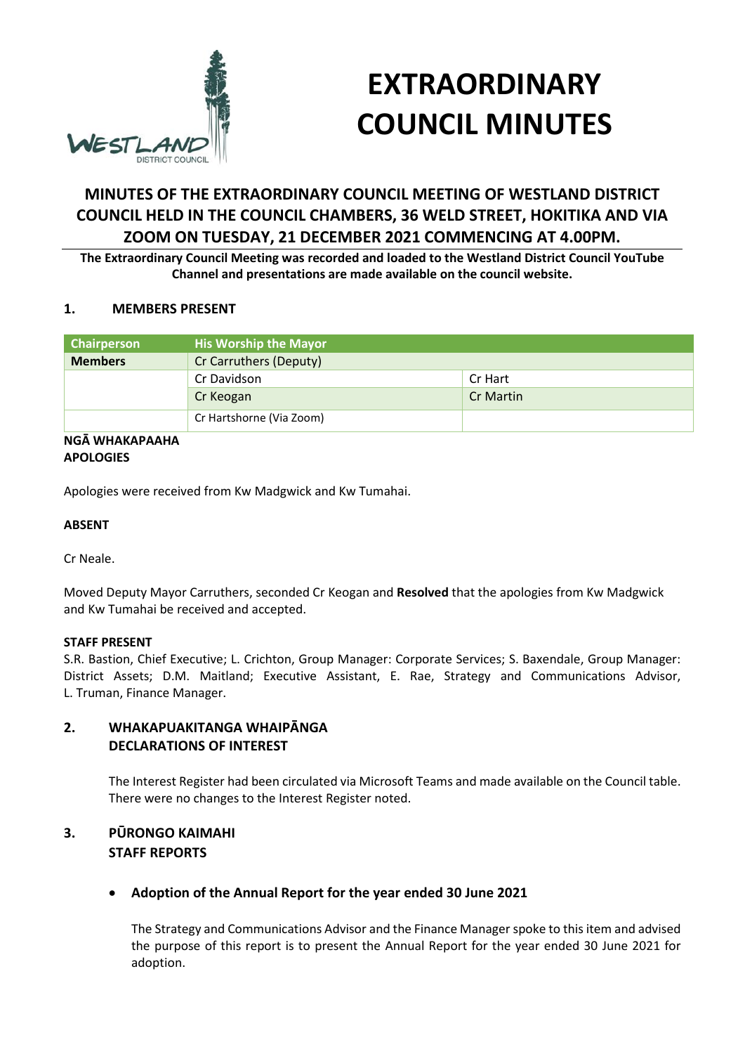# EXTRAORDINARY COUNCIL MINUTES

## MINUTES OF THE EXTRAORDINARY COUNCIL MEETING OF WESTLAND DISTRICT COUNCIL HELD IN THE COUNCIL CHAMBERS, 36 WELD STREET, HOKITIKA AND VIA ZOOM ON TUESDAY, 21 DECEMBER 2021 COMMENCING AT 4.00PM.

**The Extraordinary Council Meeting was recorded and loaded to the Westland District Council YouTube Channel and presentations are made available on the council website.**

### 1. MEMBERS PRESENT

| Chairperson | His Worship the Mayor | |
|---|---|---|
| **Members** | Cr Carruthers (Deputy) | |
| | Cr Davidson | Cr Hart |
| | Cr Keogan | Cr Martin |
| | Cr Hartshorne (Via Zoom) | |

**NGĀ WHAKAPAAHA**
**APOLOGIES**

Apologies were received from Kw Madgwick and Kw Tumahai.

**ABSENT**

Cr Neale.

Moved Deputy Mayor Carruthers, seconded Cr Keogan and **Resolved** that the apologies from Kw Madgwick and Kw Tumahai be received and accepted.

**STAFF PRESENT**

S.R. Bastion, Chief Executive; L. Crichton, Group Manager: Corporate Services; S. Baxendale, Group Manager: District Assets; D.M. Maitland; Executive Assistant, E. Rae, Strategy and Communications Advisor, L. Truman, Finance Manager.

### 2. WHAKAPUAKITANGA WHAIPĀNGA DECLARATIONS OF INTEREST

The Interest Register had been circulated via Microsoft Teams and made available on the Council table. There were no changes to the Interest Register noted.

### 3. PŪRONGO KAIMAHI STAFF REPORTS

- **Adoption of the Annual Report for the year ended 30 June 2021**

  The Strategy and Communications Advisor and the Finance Manager spoke to this item and advised the purpose of this report is to present the Annual Report for the year ended 30 June 2021 for adoption.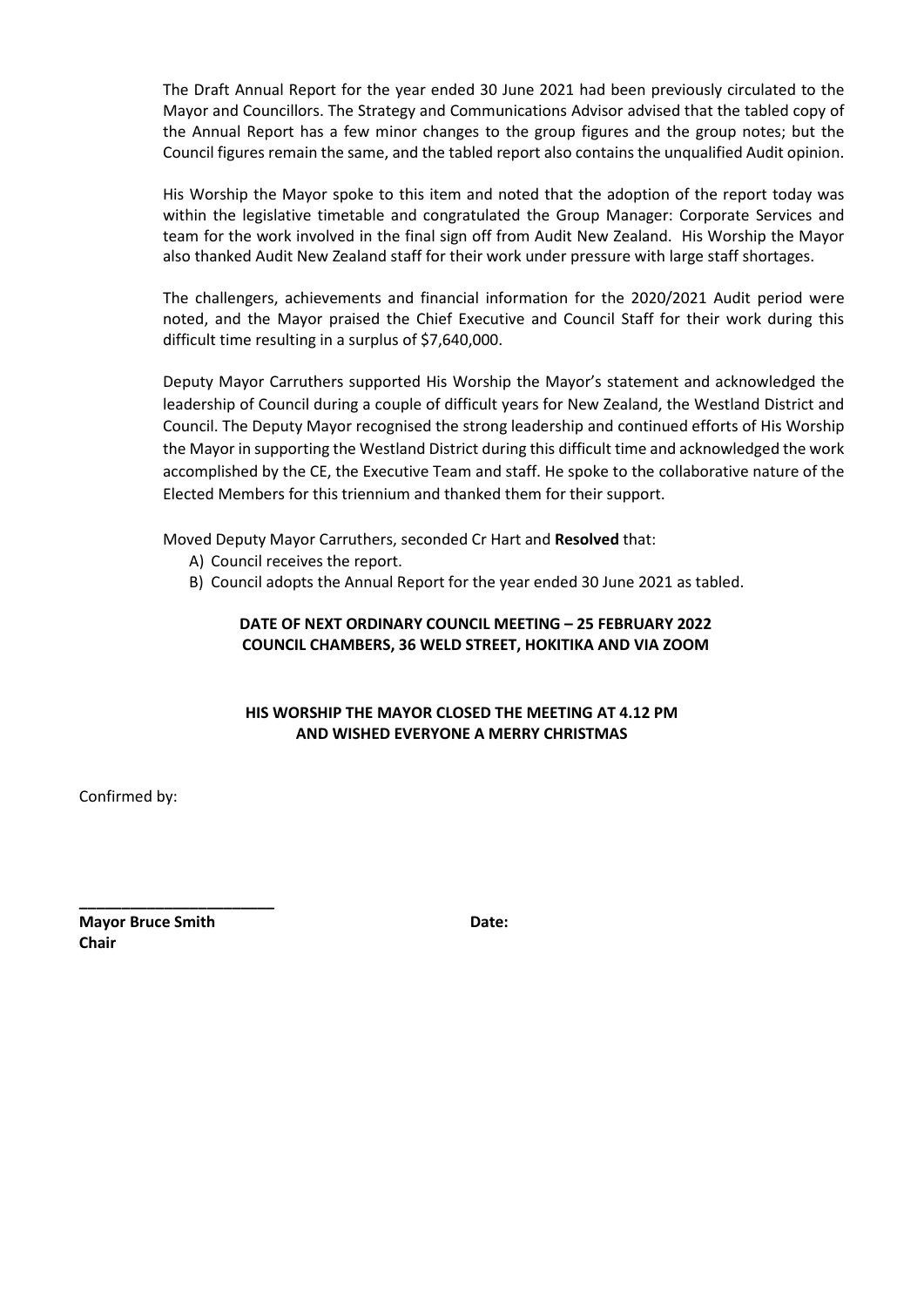The Draft Annual Report for the year ended 30 June 2021 had been previously circulated to the Mayor and Councillors. The Strategy and Communications Advisor advised that the tabled copy of the Annual Report has a few minor changes to the group figures and the group notes; but the Council figures remain the same, and the tabled report also contains the unqualified Audit opinion.

His Worship the Mayor spoke to this item and noted that the adoption of the report today was within the legislative timetable and congratulated the Group Manager: Corporate Services and team for the work involved in the final sign off from Audit New Zealand. His Worship the Mayor also thanked Audit New Zealand staff for their work under pressure with large staff shortages.

The challengers, achievements and financial information for the 2020/2021 Audit period were noted, and the Mayor praised the Chief Executive and Council Staff for their work during this difficult time resulting in a surplus of $7,640,000.

Deputy Mayor Carruthers supported His Worship the Mayor's statement and acknowledged the leadership of Council during a couple of difficult years for New Zealand, the Westland District and Council. The Deputy Mayor recognised the strong leadership and continued efforts of His Worship the Mayor in supporting the Westland District during this difficult time and acknowledged the work accomplished by the CE, the Executive Team and staff. He spoke to the collaborative nature of the Elected Members for this triennium and thanked them for their support.

Moved Deputy Mayor Carruthers, seconded Cr Hart and **Resolved** that:

A) Council receives the report.
B) Council adopts the Annual Report for the year ended 30 June 2021 as tabled.

**DATE OF NEXT ORDINARY COUNCIL MEETING – 25 FEBRUARY 2022**
**COUNCIL CHAMBERS, 36 WELD STREET, HOKITIKA AND VIA ZOOM**

**HIS WORSHIP THE MAYOR CLOSED THE MEETING AT 4.12 PM**
**AND WISHED EVERYONE A MERRY CHRISTMAS**

Confirmed by:

_______________________
**Mayor Bruce Smith**
**Chair**

**Date:**